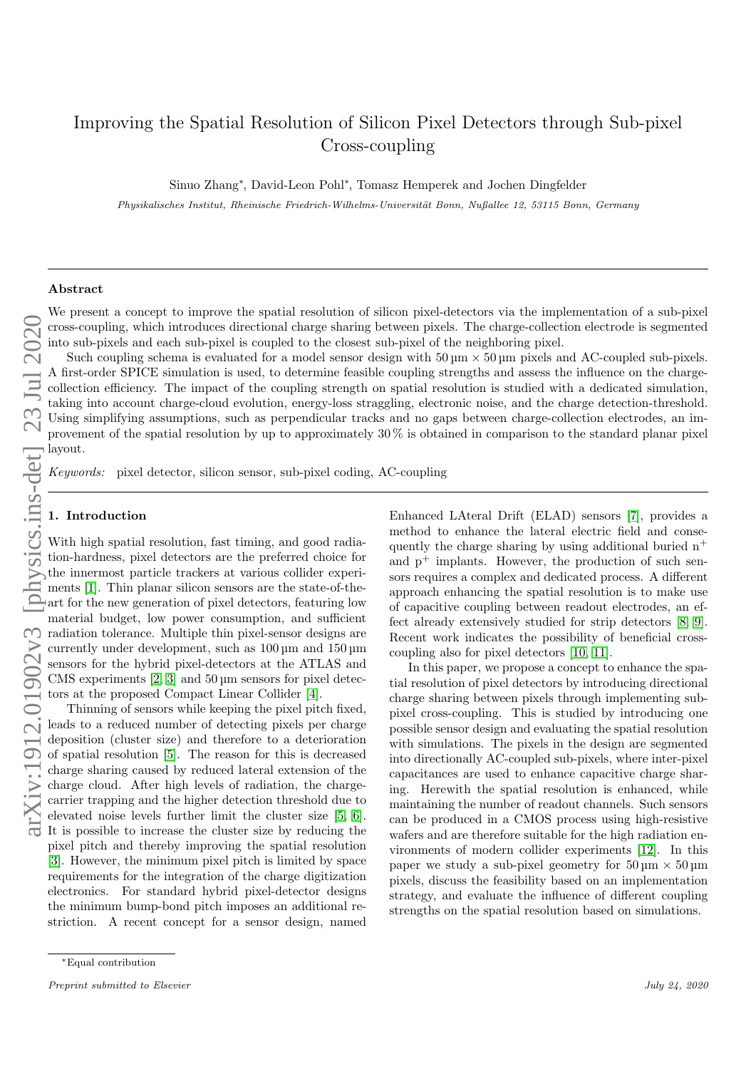# Improving the Spatial Resolution of Silicon Pixel Detectors through Sub-pixel Cross-coupling

Sinuo Zhang*, David-Leon Pohl*, Tomasz Hemperek and Jochen Dingfelder

*Physikalisches Institut, Rheinische Friedrich-Wilhelms-Universität Bonn, Nußallee 12, 53115 Bonn, Germany*

## Abstract

We present a concept to improve the spatial resolution of silicon pixel-detectors via the implementation of a sub-pixel cross-coupling, which introduces directional charge sharing between pixels. The charge-collection electrode is segmented into sub-pixels and each sub-pixel is coupled to the closest sub-pixel of the neighboring pixel.

Such coupling schema is evaluated for a model sensor design with 50 µm × 50 µm pixels and AC-coupled sub-pixels. A first-order SPICE simulation is used, to determine feasible coupling strengths and assess the influence on the charge-collection efficiency. The impact of the coupling strength on spatial resolution is studied with a dedicated simulation, taking into account charge-cloud evolution, energy-loss straggling, electronic noise, and the charge detection-threshold. Using simplifying assumptions, such as perpendicular tracks and no gaps between charge-collection electrodes, an improvement of the spatial resolution by up to approximately 30 % is obtained in comparison to the standard planar pixel layout.

*Keywords:* pixel detector, silicon sensor, sub-pixel coding, AC-coupling

## 1. Introduction

With high spatial resolution, fast timing, and good radiation-hardness, pixel detectors are the preferred choice for the innermost particle trackers at various collider experiments [1]. Thin planar silicon sensors are the state-of-the-art for the new generation of pixel detectors, featuring low material budget, low power consumption, and sufficient radiation tolerance. Multiple thin pixel-sensor designs are currently under development, such as 100 µm and 150 µm sensors for the hybrid pixel-detectors at the ATLAS and CMS experiments [2, 3] and 50 µm sensors for pixel detectors at the proposed Compact Linear Collider [4].

Thinning of sensors while keeping the pixel pitch fixed, leads to a reduced number of detecting pixels per charge deposition (cluster size) and therefore to a deterioration of spatial resolution [5]. The reason for this is decreased charge sharing caused by reduced lateral extension of the charge cloud. After high levels of radiation, the charge-carrier trapping and the higher detection threshold due to elevated noise levels further limit the cluster size [5, 6]. It is possible to increase the cluster size by reducing the pixel pitch and thereby improving the spatial resolution [3]. However, the minimum pixel pitch is limited by space requirements for the integration of the charge digitization electronics. For standard hybrid pixel-detector designs the minimum bump-bond pitch imposes an additional restriction. A recent concept for a sensor design, named Enhanced LAteral Drift (ELAD) sensors [7], provides a method to enhance the lateral electric field and consequently the charge sharing by using additional buried $n^+$ and $p^+$ implants. However, the production of such sensors requires a complex and dedicated process. A different approach enhancing the spatial resolution is to make use of capacitive coupling between readout electrodes, an effect already extensively studied for strip detectors [8, 9]. Recent work indicates the possibility of beneficial cross-coupling also for pixel detectors [10, 11].

In this paper, we propose a concept to enhance the spatial resolution of pixel detectors by introducing directional charge sharing between pixels through implementing sub-pixel cross-coupling. This is studied by introducing one possible sensor design and evaluating the spatial resolution with simulations. The pixels in the design are segmented into directionally AC-coupled sub-pixels, where inter-pixel capacitances are used to enhance capacitive charge sharing. Herewith the spatial resolution is enhanced, while maintaining the number of readout channels. Such sensors can be produced in a CMOS process using high-resistive wafers and are therefore suitable for the high radiation environments of modern collider experiments [12]. In this paper we study a sub-pixel geometry for 50 µm × 50 µm pixels, discuss the feasibility based on an implementation strategy, and evaluate the influence of different coupling strengths on the spatial resolution based on simulations.

*Equal contribution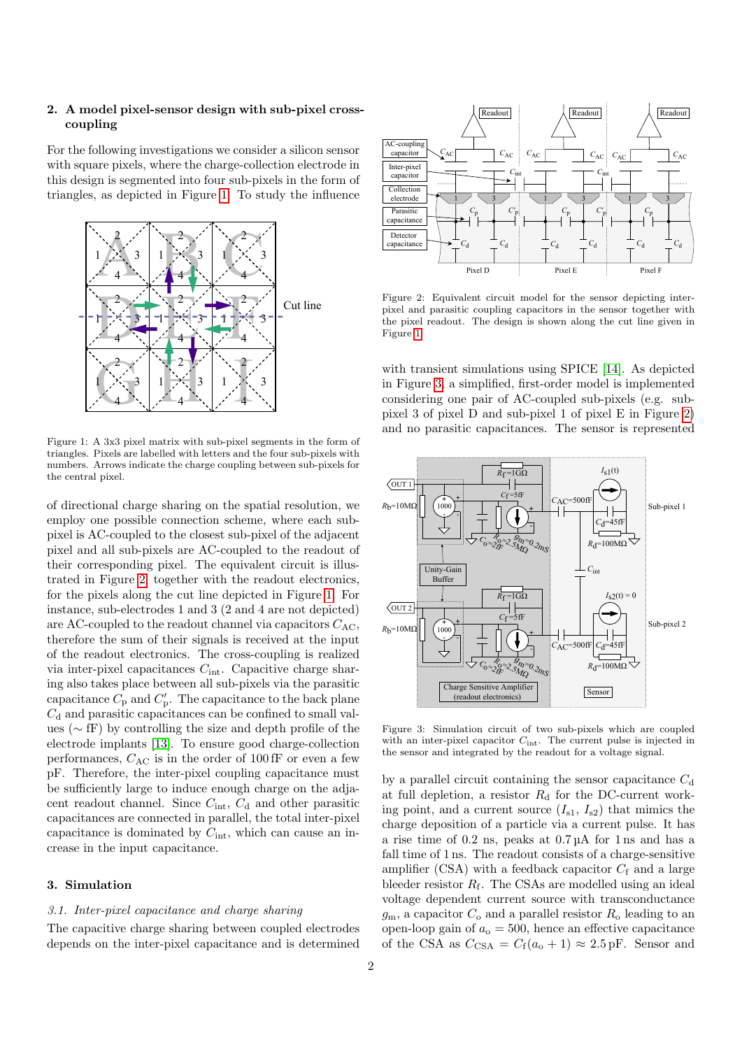## 2. A model pixel-sensor design with sub-pixel cross-coupling

For the following investigations we consider a silicon sensor with square pixels, where the charge-collection electrode in this design is segmented into four sub-pixels in the form of triangles, as depicted in Figure 1. To study the influence of directional charge sharing on the spatial resolution, we employ one possible connection scheme, where each sub-pixel is AC-coupled to the closest sub-pixel of the adjacent pixel and all sub-pixels are AC-coupled to the readout of their corresponding pixel. The equivalent circuit is illustrated in Figure 2, together with the readout electronics, for the pixels along the cut line depicted in Figure 1. For instance, sub-electrodes 1 and 3 (2 and 4 are not depicted) are AC-coupled to the readout channel via capacitors $C_{\mathrm{AC}}$, therefore the sum of their signals is received at the input of the readout electronics. The cross-coupling is realized via inter-pixel capacitances $C_{\mathrm{int}}$. Capacitive charge sharing also takes place between all sub-pixels via the parasitic capacitance $C_{\mathrm{p}}$ and $C'_{\mathrm{p}}$. The capacitance to the back plane $C_{\mathrm{d}}$ and parasitic capacitances can be confined to small values ($\sim$ fF) by controlling the size and depth profile of the electrode implants [13]. To ensure good charge-collection performances, $C_{\mathrm{AC}}$ is in the order of 100 fF or even a few pF. Therefore, the inter-pixel coupling capacitance must be sufficiently large to induce enough charge on the adjacent readout channel. Since $C_{\mathrm{int}}$, $C_{\mathrm{d}}$ and other parasitic capacitances are connected in parallel, the total inter-pixel capacitance is dominated by $C_{\mathrm{int}}$, which can cause an increase in the input capacitance.

Figure 1: A 3x3 pixel matrix with sub-pixel segments in the form of triangles. Pixels are labelled with letters and the four sub-pixels with numbers. Arrows indicate the charge coupling between sub-pixels for the central pixel.

## 3. Simulation

### 3.1. Inter-pixel capacitance and charge sharing

The capacitive charge sharing between coupled electrodes depends on the inter-pixel capacitance and is determined with transient simulations using SPICE [14]. As depicted in Figure 3, a simplified, first-order model is implemented considering one pair of AC-coupled sub-pixels (e.g. sub-pixel 3 of pixel D and sub-pixel 1 of pixel E in Figure 2) and no parasitic capacitances. The sensor is represented by a parallel circuit containing the sensor capacitance $C_{\mathrm{d}}$ at full depletion, a resistor $R_{\mathrm{d}}$ for the DC-current working point, and a current source ($I_{\mathrm{s1}}$, $I_{\mathrm{s2}}$) that mimics the charge deposition of a particle via a current pulse. It has a rise time of 0.2 ns, peaks at 0.7 µA for 1 ns and has a fall time of 1 ns. The readout consists of a charge-sensitive amplifier (CSA) with a feedback capacitor $C_{\mathrm{f}}$ and a large bleeder resistor $R_{\mathrm{f}}$. The CSAs are modelled using an ideal voltage dependent current source with transconductance $g_{\mathrm{m}}$, a capacitor $C_{\mathrm{o}}$ and a parallel resistor $R_{\mathrm{o}}$ leading to an open-loop gain of $a_{\mathrm{o}} = 500$, hence an effective capacitance of the CSA as $C_{\mathrm{CSA}} = C_{\mathrm{f}}(a_{\mathrm{o}} + 1) \approx 2.5\,\mathrm{pF}$. Sensor and

Figure 2: Equivalent circuit model for the sensor depicting inter-pixel and parasitic coupling capacitors in the sensor together with the pixel readout. The design is shown along the cut line given in Figure 1.

Figure 3: Simulation circuit of two sub-pixels which are coupled with an inter-pixel capacitor $C_{\mathrm{int}}$. The current pulse is injected in the sensor and integrated by the readout for a voltage signal.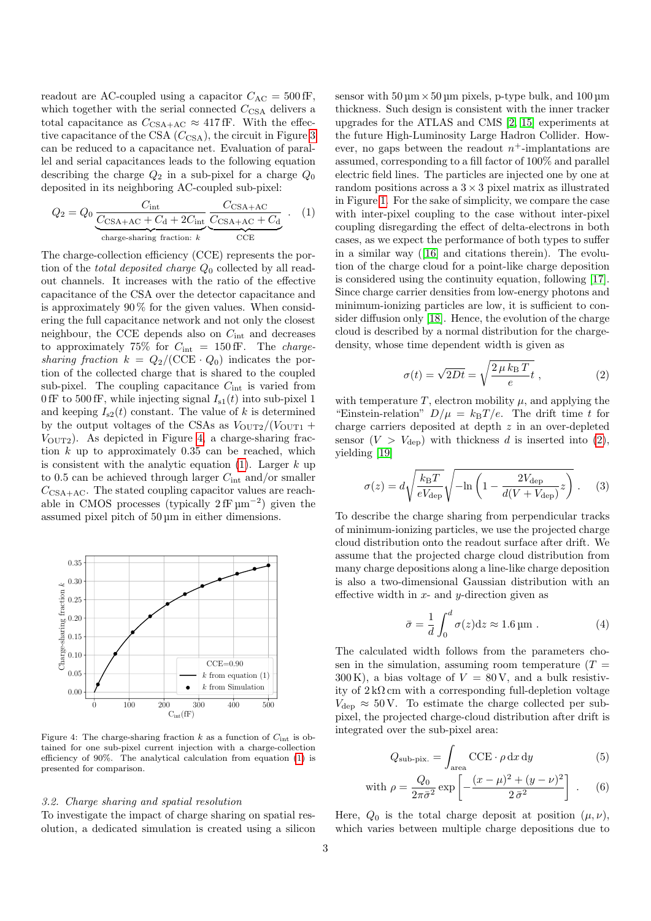readout are AC-coupled using a capacitor $C_{\mathrm{AC}} = 500\,\mathrm{fF}$, which together with the serial connected $C_{\mathrm{CSA}}$ delivers a total capacitance as $C_{\mathrm{CSA+AC}} \approx 417\,\mathrm{fF}$. With the effective capacitance of the CSA ($C_{\mathrm{CSA}}$), the circuit in Figure 3 can be reduced to a capacitance net. Evaluation of parallel and serial capacitances leads to the following equation describing the charge $Q_2$ in a sub-pixel for a charge $Q_0$ deposited in its neighboring AC-coupled sub-pixel:

$$Q_2 = Q_0 \underbrace{\frac{C_{\mathrm{int}}}{C_{\mathrm{CSA+AC}} + C_{\mathrm{d}} + 2C_{\mathrm{int}}}}_{\text{charge-sharing fraction: } k} \underbrace{\frac{C_{\mathrm{CSA+AC}}}{C_{\mathrm{CSA+AC}} + C_{\mathrm{d}}}}_{\text{CCE}} . \quad (1)$$

The charge-collection efficiency (CCE) represents the portion of the *total deposited charge* $Q_0$ collected by all readout channels. It increases with the ratio of the effective capacitance of the CSA over the detector capacitance and is approximately 90 % for the given values. When considering the full capacitance network and not only the closest neighbour, the CCE depends also on $C_{\mathrm{int}}$ and decreases to approximately 75% for $C_{\mathrm{int}} = 150\,\mathrm{fF}$. The *charge-sharing fraction* $k = Q_2/(\mathrm{CCE} \cdot Q_0)$ indicates the portion of the collected charge that is shared to the coupled sub-pixel. The coupling capacitance $C_{\mathrm{int}}$ is varied from 0 fF to 500 fF, while injecting signal $I_{\mathrm{s1}}(t)$ into sub-pixel 1 and keeping $I_{\mathrm{s2}}(t)$ constant. The value of $k$ is determined by the output voltages of the CSAs as $V_{\mathrm{OUT2}}/(V_{\mathrm{OUT1}} + V_{\mathrm{OUT2}})$. As depicted in Figure 4, a charge-sharing fraction $k$ up to approximately 0.35 can be reached, which is consistent with the analytic equation (1). Larger $k$ up to 0.5 can be achieved through larger $C_{\mathrm{int}}$ and/or smaller $C_{\mathrm{CSA+AC}}$. The stated coupling capacitor values are reachable in CMOS processes (typically $2\,\mathrm{fF\,\mu m^{-2}}$) given the assumed pixel pitch of 50 µm in either dimensions.

Figure 4: The charge-sharing fraction $k$ as a function of $C_{\mathrm{int}}$ is obtained for one sub-pixel current injection with a charge-collection efficiency of 90%. The analytical calculation from equation (1) is presented for comparison.

### 3.2. Charge sharing and spatial resolution

To investigate the impact of charge sharing on spatial resolution, a dedicated simulation is created using a silicon sensor with $50\,\mu\mathrm{m} \times 50\,\mu\mathrm{m}$ pixels, p-type bulk, and 100 µm thickness. Such design is consistent with the inner tracker upgrades for the ATLAS and CMS [2, 15] experiments at the future High-Luminosity Large Hadron Collider. However, no gaps between the readout $n^+$-implantations are assumed, corresponding to a fill factor of 100% and parallel electric field lines. The particles are injected one by one at random positions across a $3 \times 3$ pixel matrix as illustrated in Figure 1. For the sake of simplicity, we compare the case with inter-pixel coupling to the case without inter-pixel coupling disregarding the effect of delta-electrons in both cases, as we expect the performance of both types to suffer in a similar way ([16] and citations therein). The evolution of the charge cloud for a point-like charge deposition is considered using the continuity equation, following [17]. Since charge carrier densities from low-energy photons and minimum-ionizing particles are low, it is sufficient to consider diffusion only [18]. Hence, the evolution of the charge cloud is described by a normal distribution for the charge-density, whose time dependent width is given as

$$\sigma(t) = \sqrt{2Dt} = \sqrt{\frac{2\,\mu\, k_{\mathrm{B}}\, T}{e} t}\,, \quad (2)$$

with temperature $T$, electron mobility $\mu$, and applying the "Einstein-relation" $D/\mu = k_{\mathrm{B}}T/e$. The drift time $t$ for charge carriers deposited at depth $z$ in an over-depleted sensor ($V > V_{\mathrm{dep}}$) with thickness $d$ is inserted into (2), yielding [19]

$$\sigma(z) = d\sqrt{\frac{k_{\mathrm{B}}T}{eV_{\mathrm{dep}}}}\sqrt{-\ln\left(1 - \frac{2V_{\mathrm{dep}}}{d(V + V_{\mathrm{dep}})}z\right)}\,. \quad (3)$$

To describe the charge sharing from perpendicular tracks of minimum-ionizing particles, we use the projected charge cloud distribution onto the readout surface after drift. We assume that the projected charge cloud distribution from many charge depositions along a line-like charge deposition is also a two-dimensional Gaussian distribution with an effective width in $x$- and $y$-direction given as

$$\bar{\sigma} = \frac{1}{d}\int_0^d \sigma(z)\mathrm{d}z \approx 1.6\,\mu\mathrm{m}\,. \quad (4)$$

The calculated width follows from the parameters chosen in the simulation, assuming room temperature ($T = 300\,\mathrm{K}$), a bias voltage of $V = 80\,\mathrm{V}$, and a bulk resistivity of $2\,\mathrm{k\Omega\,cm}$ with a corresponding full-depletion voltage $V_{\mathrm{dep}} \approx 50\,\mathrm{V}$. To estimate the charge collected per sub-pixel, the projected charge-cloud distribution after drift is integrated over the sub-pixel area:

$$Q_{\text{sub-pix.}} = \int_{\text{area}} \mathrm{CCE} \cdot \rho \,\mathrm{d}x\,\mathrm{d}y \quad (5)$$

$$\text{with } \rho = \frac{Q_0}{2\pi\bar{\sigma}^2}\exp\left[-\frac{(x-\mu)^2 + (y-\nu)^2}{2\,\bar{\sigma}^2}\right]\,. \quad (6)$$

Here, $Q_0$ is the total charge deposit at position $(\mu, \nu)$, which varies between multiple charge depositions due to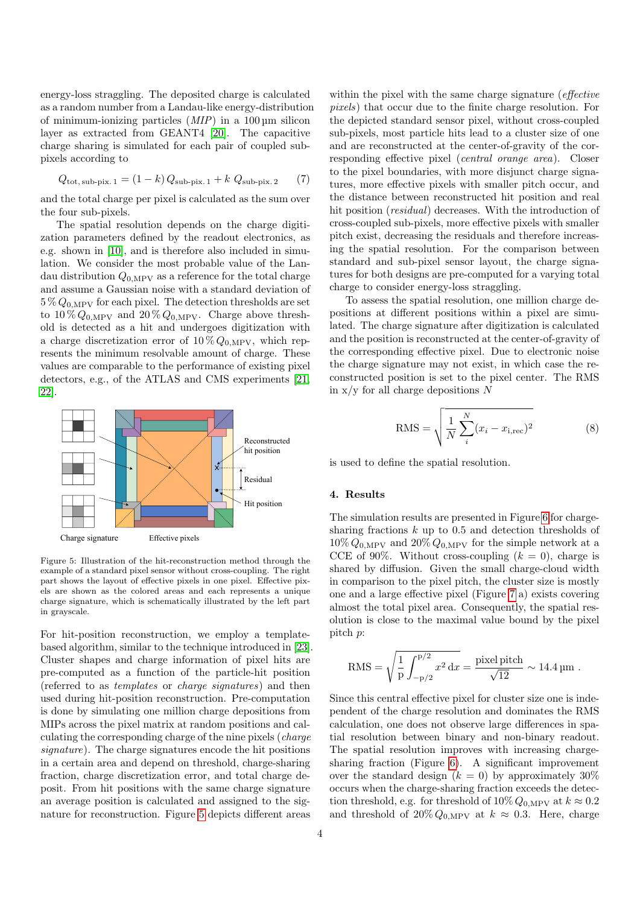energy-loss straggling. The deposited charge is calculated as a random number from a Landau-like energy-distribution of minimum-ionizing particles (*MIP*) in a 100 µm silicon layer as extracted from GEANT4 [20]. The capacitive charge sharing is simulated for each pair of coupled sub-pixels according to

$$Q_{\text{tot, sub-pix. 1}} = (1-k)\, Q_{\text{sub-pix. 1}} + k\; Q_{\text{sub-pix. 2}} \qquad (7)$$

and the total charge per pixel is calculated as the sum over the four sub-pixels.

The spatial resolution depends on the charge digitization parameters defined by the readout electronics, as e.g. shown in [10], and is therefore also included in simulation. We consider the most probable value of the Landau distribution $Q_{0,\text{MPV}}$ as a reference for the total charge and assume a Gaussian noise with a standard deviation of $5\,\%\,Q_{0,\text{MPV}}$ for each pixel. The detection thresholds are set to $10\,\%\,Q_{0,\text{MPV}}$ and $20\,\%\,Q_{0,\text{MPV}}$. Charge above threshold is detected as a hit and undergoes digitization with a charge discretization error of $10\,\%\,Q_{0,\text{MPV}}$, which represents the minimum resolvable amount of charge. These values are comparable to the performance of existing pixel detectors, e.g., of the ATLAS and CMS experiments [21, 22].

Figure 5: Illustration of the hit-reconstruction method through the example of a standard pixel sensor without cross-coupling. The right part shows the layout of effective pixels in one pixel. Effective pixels are shown as the colored areas and each represents a unique charge signature, which is schematically illustrated by the left part in grayscale.

For hit-position reconstruction, we employ a template-based algorithm, similar to the technique introduced in [23]. Cluster shapes and charge information of pixel hits are pre-computed as a function of the particle-hit position (referred to as *templates* or *charge signatures*) and then used during hit-position reconstruction. Pre-computation is done by simulating one million charge depositions from MIPs across the pixel matrix at random positions and calculating the corresponding charge of the nine pixels (*charge signature*). The charge signatures encode the hit positions in a certain area and depend on threshold, charge-sharing fraction, charge discretization error, and total charge deposit. From hit positions with the same charge signature an average position is calculated and assigned to the signature for reconstruction. Figure 5 depicts different areas within the pixel with the same charge signature (*effective pixels*) that occur due to the finite charge resolution. For the depicted standard sensor pixel, without cross-coupled sub-pixels, most particle hits lead to a cluster size of one and are reconstructed at the center-of-gravity of the corresponding effective pixel (*central orange area*). Closer to the pixel boundaries, with more disjunct charge signatures, more effective pixels with smaller pitch occur, and the distance between reconstructed hit position and real hit position (*residual*) decreases. With the introduction of cross-coupled sub-pixels, more effective pixels with smaller pitch exist, decreasing the residuals and therefore increasing the spatial resolution. For the comparison between standard and sub-pixel sensor layout, the charge signatures for both designs are pre-computed for a varying total charge to consider energy-loss straggling.

To assess the spatial resolution, one million charge depositions at different positions within a pixel are simulated. The charge signature after digitization is calculated and the position is reconstructed at the center-of-gravity of the corresponding effective pixel. Due to electronic noise the charge signature may not exist, in which case the reconstructed position is set to the pixel center. The RMS in x/y for all charge depositions $N$

$$\text{RMS} = \sqrt{\frac{1}{N}\sum_{i}^{N}(x_i - x_{\text{i,rec}})^2} \qquad (8)$$

is used to define the spatial resolution.

## 4. Results

The simulation results are presented in Figure 6 for charge-sharing fractions $k$ up to 0.5 and detection thresholds of $10\%\,Q_{0,\text{MPV}}$ and $20\%\,Q_{0,\text{MPV}}$ for the simple network at a CCE of 90%. Without cross-coupling ($k = 0$), charge is shared by diffusion. Given the small charge-cloud width in comparison to the pixel pitch, the cluster size is mostly one and a large effective pixel (Figure 7 a) exists covering almost the total pixel area. Consequently, the spatial resolution is close to the maximal value bound by the pixel pitch $p$:

$$\text{RMS} = \sqrt{\frac{1}{\text{p}}\int_{-\text{p}/2}^{\text{p}/2} x^2\,\text{d}x} = \frac{\text{pixel pitch}}{\sqrt{12}} \sim 14.4\,\mu\text{m}\ .$$

Since this central effective pixel for cluster size one is independent of the charge resolution and dominates the RMS calculation, one does not observe large differences in spatial resolution between binary and non-binary readout. The spatial resolution improves with increasing charge-sharing fraction (Figure 6). A significant improvement over the standard design ($k = 0$) by approximately 30% occurs when the charge-sharing fraction exceeds the detection threshold, e.g. for threshold of $10\%\,Q_{0,\text{MPV}}$ at $k \approx 0.2$ and threshold of $20\%\,Q_{0,\text{MPV}}$ at $k \approx 0.3$. Here, charge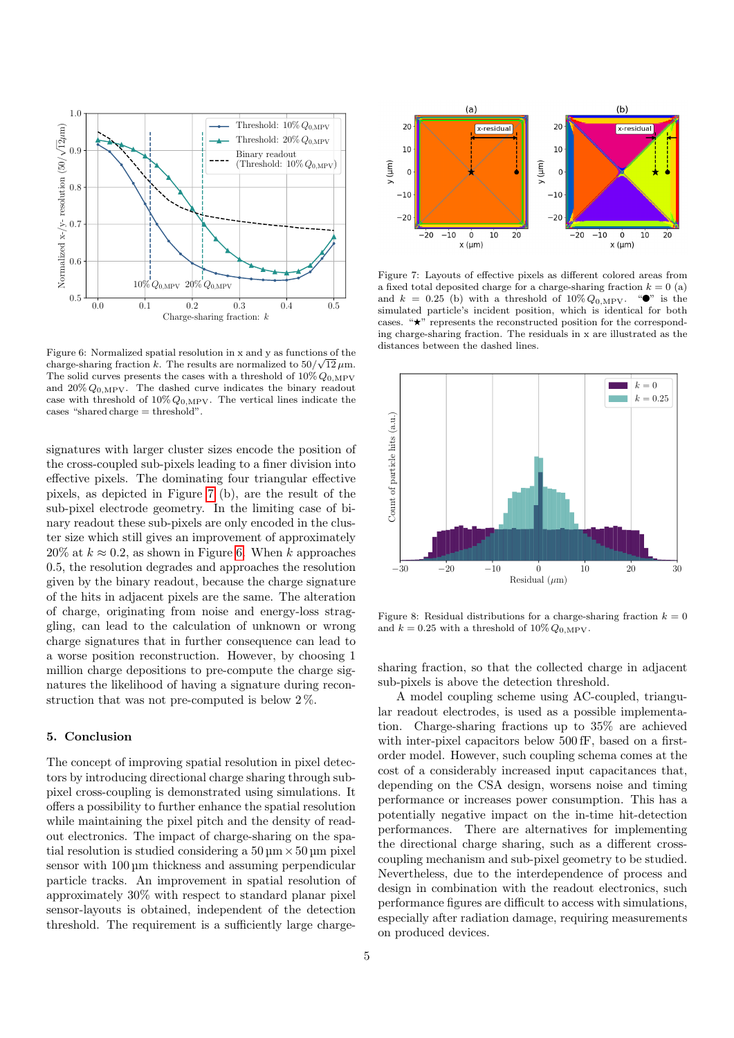Figure 6: Normalized spatial resolution in x and y as functions of the charge-sharing fraction $k$. The results are normalized to $50/\sqrt{12}\,\mu$m. The solid curves presents the cases with a threshold of $10\%\,Q_{0,\mathrm{MPV}}$ and $20\%\,Q_{0,\mathrm{MPV}}$. The dashed curve indicates the binary readout case with threshold of $10\%\,Q_{0,\mathrm{MPV}}$. The vertical lines indicate the cases "shared charge = threshold".

signatures with larger cluster sizes encode the position of the cross-coupled sub-pixels leading to a finer division into effective pixels. The dominating four triangular effective pixels, as depicted in Figure 7 (b), are the result of the sub-pixel electrode geometry. In the limiting case of binary readout these sub-pixels are only encoded in the cluster size which still gives an improvement of approximately 20% at $k \approx 0.2$, as shown in Figure 6. When $k$ approaches 0.5, the resolution degrades and approaches the resolution given by the binary readout, because the charge signature of the hits in adjacent pixels are the same. The alteration of charge, originating from noise and energy-loss straggling, can lead to the calculation of unknown or wrong charge signatures that in further consequence can lead to a worse position reconstruction. However, by choosing 1 million charge depositions to pre-compute the charge signatures the likelihood of having a signature during reconstruction that was not pre-computed is below 2 %.

## 5. Conclusion

The concept of improving spatial resolution in pixel detectors by introducing directional charge sharing through sub-pixel cross-coupling is demonstrated using simulations. It offers a possibility to further enhance the spatial resolution while maintaining the pixel pitch and the density of readout electronics. The impact of charge-sharing on the spatial resolution is studied considering a $50\,\mu\mathrm{m} \times 50\,\mu\mathrm{m}$ pixel sensor with $100\,\mu\mathrm{m}$ thickness and assuming perpendicular particle tracks. An improvement in spatial resolution of approximately 30% with respect to standard planar pixel sensor-layouts is obtained, independent of the detection threshold. The requirement is a sufficiently large charge-sharing fraction, so that the collected charge in adjacent sub-pixels is above the detection threshold.

A model coupling scheme using AC-coupled, triangular readout electrodes, is used as a possible implementation. Charge-sharing fractions up to 35% are achieved with inter-pixel capacitors below 500 fF, based on a first-order model. However, such coupling schema comes at the cost of a considerably increased input capacitances that, depending on the CSA design, worsens noise and timing performance or increases power consumption. This has a potentially negative impact on the in-time hit-detection performances. There are alternatives for implementing the directional charge sharing, such as a different cross-coupling mechanism and sub-pixel geometry to be studied. Nevertheless, due to the interdependence of process and design in combination with the readout electronics, such performance figures are difficult to access with simulations, especially after radiation damage, requiring measurements on produced devices.

Figure 7: Layouts of effective pixels as different colored areas from a fixed total deposited charge for a charge-sharing fraction $k = 0$ (a) and $k = 0.25$ (b) with a threshold of $10\%\,Q_{0,\mathrm{MPV}}$. "●" is the simulated particle's incident position, which is identical for both cases. "★" represents the reconstructed position for the corresponding charge-sharing fraction. The residuals in x are illustrated as the distances between the dashed lines.

Figure 8: Residual distributions for a charge-sharing fraction $k = 0$ and $k = 0.25$ with a threshold of $10\%\,Q_{0,\mathrm{MPV}}$.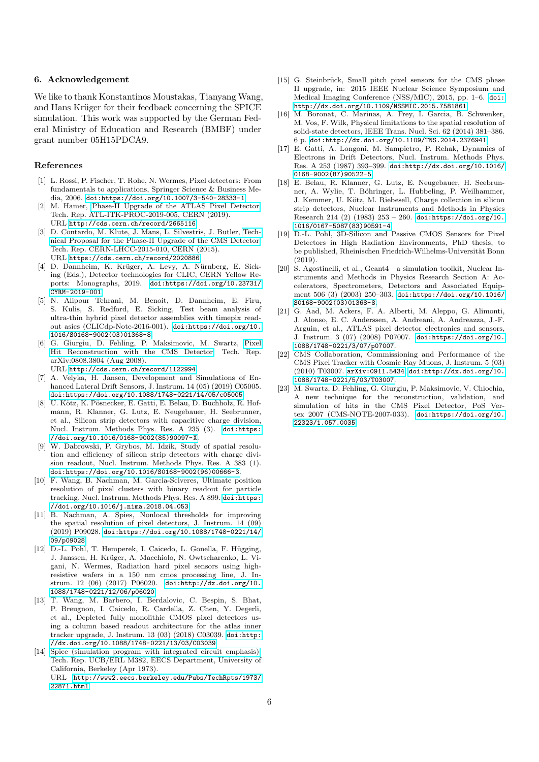## 6. Acknowledgement

We like to thank Konstantinos Moustakas, Tianyang Wang, and Hans Krüger for their feedback concerning the SPICE simulation. This work was supported by the German Federal Ministry of Education and Research (BMBF) under grant number 05H15PDCA9.

## References

[1] L. Rossi, P. Fischer, T. Rohe, N. Wermes, Pixel detectors: From fundamentals to applications, Springer Science & Business Media, 2006. doi:https://doi.org/10.1007/3-540-28333-1

[2] M. Hamer, Phase-II Upgrade of the ATLAS Pixel Detector, Tech. Rep. ATL-ITK-PROC-2019-005, CERN (2019). URL http://cds.cern.ch/record/2665116

[3] D. Contardo, M. Klute, J. Mans, L. Silvestris, J. Butler, Technical Proposal for the Phase-II Upgrade of the CMS Detector, Tech. Rep. CERN-LHCC-2015-010, CERN (2015). URL https://cds.cern.ch/record/2020886

[4] D. Dannheim, K. Krüger, A. Levy, A. Nürnberg, E. Sicking (Eds.), Detector technologies for CLIC, CERN Yellow Reports: Monographs, 2019. doi:https://doi.org/10.23731/CYRM-2019-001

[5] N. Alipour Tehrani, M. Benoit, D. Dannheim, E. Firu, S. Kulis, S. Redford, E. Sicking, Test beam analysis of ultra-thin hybrid pixel detector assemblies with timepix readout asics (CLICdp-Note-2016-001). doi:https://doi.org/10.1016/S0168-9002(03)01368-8

[6] G. Giurgiu, D. Fehling, P. Maksimovic, M. Swartz, Pixel Hit Reconstruction with the CMS Detector, Tech. Rep. arXiv:0808.3804 (Aug 2008). URL http://cds.cern.ch/record/1122994

[7] A. Velyka, H. Jansen, Development and Simulations of Enhanced Lateral Drift Sensors, J. Instrum. 14 (05) (2019) C05005. doi:https://doi.org/10.1088/1748-0221/14/05/c05005

[8] U. Kötz, K. Pösnecker, E. Gatti, E. Belau, D. Buchholz, R. Hofmann, R. Klanner, G. Lutz, E. Neugebauer, H. Seebrunner, et al., Silicon strip detectors with capacitive charge division, Nucl. Instrum. Methods Phys. Res. A 235 (3). doi:https://doi.org/10.1016/0168-9002(85)90097-X

[9] W. Dabrowski, P. Grybos, M. Idzik, Study of spatial resolution and efficiency of silicon strip detectors with charge division readout, Nucl. Instrum. Methods Phys. Res. A 383 (1). doi:https://doi.org/10.1016/S0168-9002(96)00666-3

[10] F. Wang, B. Nachman, M. Garcia-Sciveres, Ultimate position resolution of pixel clusters with binary readout for particle tracking, Nucl. Instrum. Methods Phys. Res. A 899. doi:https://doi.org/10.1016/j.nima.2018.04.053

[11] B. Nachman, A. Spies, Nonlocal thresholds for improving the spatial resolution of pixel detectors, J. Instrum. 14 (09) (2019) P09028. doi:https://doi.org/10.1088/1748-0221/14/09/p09028

[12] D.-L. Pohl, T. Hemperek, I. Caicedo, L. Gonella, F. Hügging, J. Janssen, H. Krüger, A. Macchiolo, N. Owtscharenko, L. Vigani, N. Wermes, Radiation hard pixel sensors using high-resistive wafers in a 150 nm cmos processing line, J. Instrum. 12 (06) (2017) P06020. doi:http://dx.doi.org/10.1088/1748-0221/12/06/p06020

[13] T. Wang, M. Barbero, I. Berdalovic, C. Bespin, S. Bhat, P. Breugnon, I. Caicedo, R. Cardella, Z. Chen, Y. Degerli, et al., Depleted fully monolithic CMOS pixel detectors using a column based readout architecture for the atlas inner tracker upgrade, J. Instrum. 13 (03) (2018) C03039. doi:http://dx.doi.org/10.1088/1748-0221/13/03/C03039

[14] Spice (simulation program with integrated circuit emphasis), Tech. Rep. UCB/ERL M382, EECS Department, University of California, Berkeley (Apr 1973). URL http://www2.eecs.berkeley.edu/Pubs/TechRpts/1973/22871.html

[15] G. Steinbrück, Small pitch pixel sensors for the CMS phase II upgrade, in: 2015 IEEE Nuclear Science Symposium and Medical Imaging Conference (NSS/MIC), 2015, pp. 1–6. doi:http://dx.doi.org/10.1109/NSSMIC.2015.7581861

[16] M. Boronat, C. Marinas, A. Frey, I. Garcia, B. Schwenker, M. Vos, F. Wilk, Physical limitations to the spatial resolution of solid-state detectors, IEEE Trans. Nucl. Sci. 62 (2014) 381–386. 6 p. doi:http://dx.doi.org/10.1109/TNS.2014.2376941

[17] E. Gatti, A. Longoni, M. Sampietro, P. Rehak, Dynamics of Electrons in Drift Detectors, Nucl. Instrum. Methods Phys. Res. A 253 (1987) 393–399. doi:http://dx.doi.org/10.1016/0168-9002(87)90522-5

[18] E. Belau, R. Klanner, G. Lutz, E. Neugebauer, H. Seebrunner, A. Wylie, T. Böhringer, L. Hubbeling, P. Weilhammer, J. Kemmer, U. Kötz, M. Riebesell, Charge collection in silicon strip detectors, Nuclear Instruments and Methods in Physics Research 214 (2) (1983) 253 – 260. doi:https://doi.org/10.1016/0167-5087(83)90591-4

[19] D.-L. Pohl, 3D-Silicon and Passive CMOS Sensors for Pixel Detectors in High Radiation Environments, PhD thesis, to be published, Rheinische Friedrich-Wilhelms-Universität Bonn (2019).

[20] S. Agostinelli, et al., Geant4—a simulation toolkit, Nuclear Instruments and Methods in Physics Research Section A: Accelerators, Spectrometers, Detectors and Associated Equipment 506 (3) (2003) 250–303. doi:https://doi.org/10.1016/S0168-9002(03)01368-8

[21] G. Aad, M. Ackers, F. A. Alberti, M. Aleppo, G. Alimonti, J. Alonso, E. C. Anderssen, A. Andreani, A. Andreazza, J.-F. Arguin, et al., ATLAS pixel detector electronics and sensors, J. Instrum. 3 (07) (2008) P07007. doi:https://doi.org/10.1088/1748-0221/3/07/p07007

[22] CMS Collaboration, Commissioning and Performance of the CMS Pixel Tracker with Cosmic Ray Muons, J. Instrum. 5 (03) (2010) T03007. arXiv:0911.5434, doi:http://dx.doi.org/10.1088/1748-0221/5/03/T03007

[23] M. Swartz, D. Fehling, G. Giurgiu, P. Maksimovic, V. Chiochia, A new technique for the reconstruction, validation, and simulation of hits in the CMS Pixel Detector, PoS Vertex 2007 (CMS-NOTE-2007-033). doi:https://doi.org/10.22323/1.057.0035